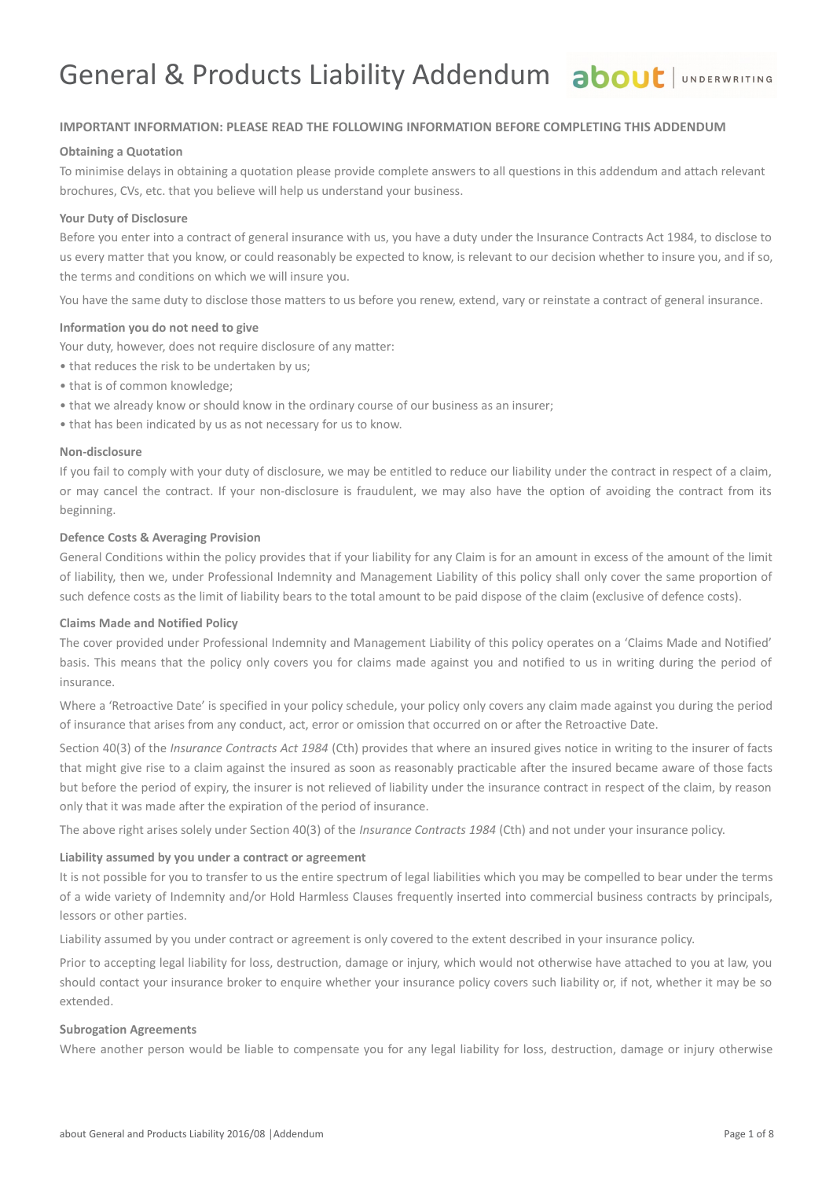# General & Products Liability Addendum

**IMPORTANT INFORMATION: PLEASE READ THE FOLLOWING INFORMATION BEFORE COMPLETING THIS ADDENDUM**

**Obtaining a Quotation**

To minimise delays in obtaining a quotation please provide complete answers to all questions in this addendum and attach relevant brochures, CVs, etc. that you believe will help us understand your business.

**Your Duty of Disclosure**

Before you enter into a contract of general insurance with us, you have a duty under the Insurance Contracts Act 1984, to disclose to us every matter that you know, or could reasonably be expected to know, is relevant to our decision whether to insure you, and if so, the terms and conditions on which we will insure you.

You have the same duty to disclose those matters to us before you renew, extend, vary or reinstate a contract of general insurance.

**Information you do not need to give**

Your duty, however, does not require disclosure of any matter:

- that reduces the risk to be undertaken by us;
- that is of common knowledge;
- that we already know or should know in the ordinary course of our business as an insurer;
- that has been indicated by us as not necessary for us to know.

**Non-disclosure**

If you fail to comply with your duty of disclosure, we may be entitled to reduce our liability under the contract in respect of a claim, or may cancel the contract. If your non-disclosure is fraudulent, we may also have the option of avoiding the contract from its beginning.

**Defence Costs & Averaging Provision**

General Conditions within the policy provides that if your liability for any Claim is for an amount in excess of the amount of the limit of liability, then we, under Professional Indemnity and Management Liability of this policy shall only cover the same proportion of such defence costs as the limit of liability bears to the total amount to be paid dispose of the claim (exclusive of defence costs).

**Claims Made and Notified Policy**

The cover provided under Professional Indemnity and Management Liability of this policy operates on a 'Claims Made and Notified' basis. This means that the policy only covers you for claims made against you and notified to us in writing during the period of insurance.

Where a 'Retroactive Date' is specified in your policy schedule, your policy only covers any claim made against you during the period of insurance that arises from any conduct, act, error or omission that occurred on or after the Retroactive Date.

Section 40(3) of the *Insurance Contracts Act 1984* (Cth) provides that where an insured gives notice in writing to the insurer of facts that might give rise to a claim against the insured as soon as reasonably practicable after the insured became aware of those facts but before the period of expiry, the insurer is not relieved of liability under the insurance contract in respect of the claim, by reason only that it was made after the expiration of the period of insurance.

The above right arises solely under Section 40(3) of the *Insurance Contracts 1984* (Cth) and not under your insurance policy.

**Liability assumed by you under a contract or agreement**

It is not possible for you to transfer to us the entire spectrum of legal liabilities which you may be compelled to bear under the terms of a wide variety of Indemnity and/or Hold Harmless Clauses frequently inserted into commercial business contracts by principals, lessors or other parties.

Liability assumed by you under contract or agreement is only covered to the extent described in your insurance policy.

Prior to accepting legal liability for loss, destruction, damage or injury, which would not otherwise have attached to you at law, you should contact your insurance broker to enquire whether your insurance policy covers such liability or, if not, whether it may be so extended.

**Subrogation Agreements**

Where another person would be liable to compensate you for any legal liability for loss, destruction, damage or injury otherwise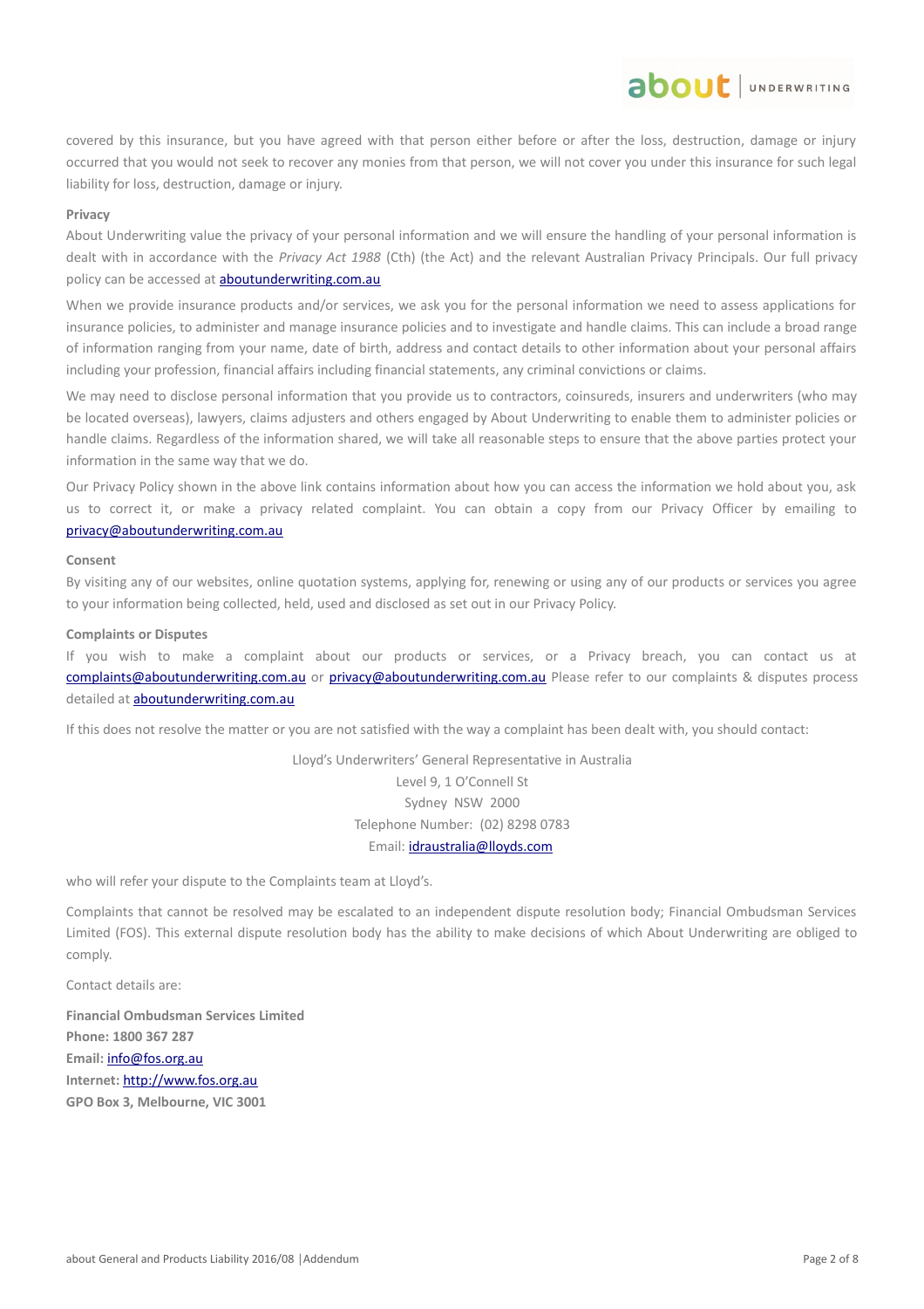covered by this insurance, but you have agreed with that person either before or after the loss, destruction, damage or injury occurred that you would not seek to recover any monies from that person, we will not cover you under this insurance for such legal liability for loss, destruction, damage or injury.

**Privacy**

About Underwriting value the privacy of your personal information and we will ensure the handling of your personal information is dealt with in accordance with the *Privacy Act 1988* (Cth) (the Act) and the relevant Australian Privacy Principals. Our full privacy policy can be accessed at aboutunderwriting.com.au

When we provide insurance products and/or services, we ask you for the personal information we need to assess applications for insurance policies, to administer and manage insurance policies and to investigate and handle claims. This can include a broad range of information ranging from your name, date of birth, address and contact details to other information about your personal affairs including your profession, financial affairs including financial statements, any criminal convictions or claims.

We may need to disclose personal information that you provide us to contractors, coinsureds, insurers and underwriters (who may be located overseas), lawyers, claims adjusters and others engaged by About Underwriting to enable them to administer policies or handle claims. Regardless of the information shared, we will take all reasonable steps to ensure that the above parties protect your information in the same way that we do.

Our Privacy Policy shown in the above link contains information about how you can access the information we hold about you, ask us to correct it, or make a privacy related complaint. You can obtain a copy from our Privacy Officer by emailing to privacy@aboutunderwriting.com.au

**Consent**

By visiting any of our websites, online quotation systems, applying for, renewing or using any of our products or services you agree to your information being collected, held, used and disclosed as set out in our Privacy Policy.

**Complaints or Disputes**

If you wish to make a complaint about our products or services, or a Privacy breach, you can contact us at complaints@aboutunderwriting.com.au or privacy@aboutunderwriting.com.au Please refer to our complaints & disputes process detailed at aboutunderwriting.com.au

If this does not resolve the matter or you are not satisfied with the way a complaint has been dealt with, you should contact:

Lloyd's Underwriters' General Representative in Australia
Level 9, 1 O'Connell St
Sydney NSW 2000
Telephone Number: (02) 8298 0783
Email: idraustralia@lloyds.com

who will refer your dispute to the Complaints team at Lloyd's.

Complaints that cannot be resolved may be escalated to an independent dispute resolution body; Financial Ombudsman Services Limited (FOS). This external dispute resolution body has the ability to make decisions of which About Underwriting are obliged to comply.

Contact details are:

**Financial Ombudsman Services Limited**
**Phone: 1800 367 287**
**Email:** info@fos.org.au
**Internet:** http://www.fos.org.au
**GPO Box 3, Melbourne, VIC 3001**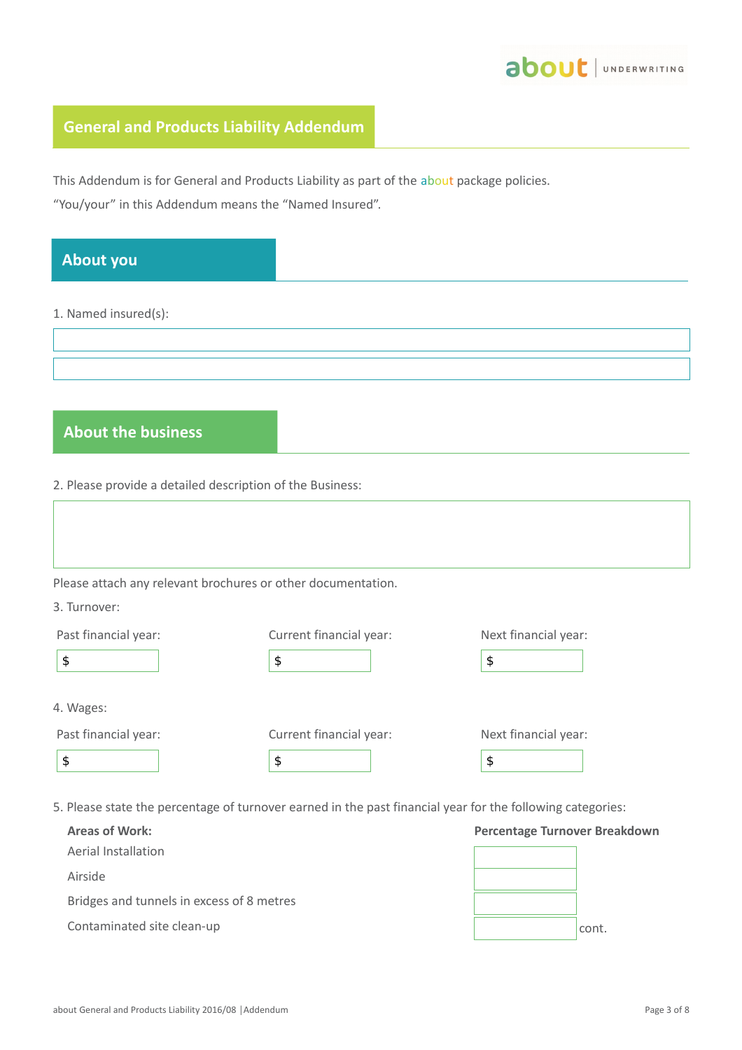## General and Products Liability Addendum

This Addendum is for General and Products Liability as part of the about package policies.

"You/your" in this Addendum means the "Named Insured".

## About you

1. Named insured(s):

## About the business

2. Please provide a detailed description of the Business:

Please attach any relevant brochures or other documentation.

3. Turnover:

| Past financial year: | Current financial year: | Next financial year: |
|---|---|---|
| $ | $ | $ |

4. Wages:

| Past financial year: | Current financial year: | Next financial year: |
|---|---|---|
| $ | $ | $ |

5. Please state the percentage of turnover earned in the past financial year for the following categories:

| Areas of Work: | Percentage Turnover Breakdown |
|---|---|
| Aerial Installation | |
| Airside | |
| Bridges and tunnels in excess of 8 metres | |
| Contaminated site clean-up | |

cont.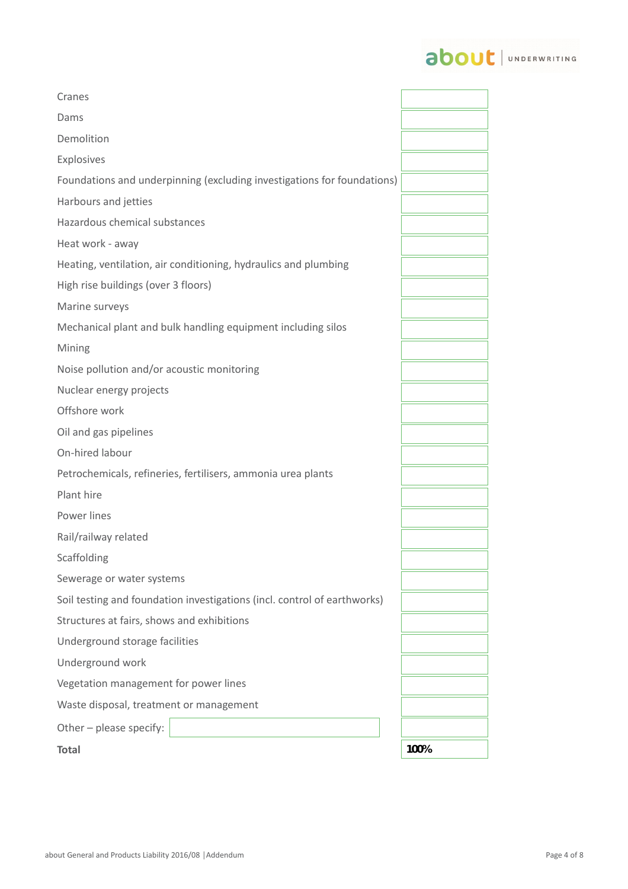| | |
|---|---|
| Cranes | |
| Dams | |
| Demolition | |
| Explosives | |
| Foundations and underpinning (excluding investigations for foundations) | |
| Harbours and jetties | |
| Hazardous chemical substances | |
| Heat work - away | |
| Heating, ventilation, air conditioning, hydraulics and plumbing | |
| High rise buildings (over 3 floors) | |
| Marine surveys | |
| Mechanical plant and bulk handling equipment including silos | |
| Mining | |
| Noise pollution and/or acoustic monitoring | |
| Nuclear energy projects | |
| Offshore work | |
| Oil and gas pipelines | |
| On-hired labour | |
| Petrochemicals, refineries, fertilisers, ammonia urea plants | |
| Plant hire | |
| Power lines | |
| Rail/railway related | |
| Scaffolding | |
| Sewerage or water systems | |
| Soil testing and foundation investigations (incl. control of earthworks) | |
| Structures at fairs, shows and exhibitions | |
| Underground storage facilities | |
| Underground work | |
| Vegetation management for power lines | |
| Waste disposal, treatment or management | |
| Other – please specify: | |
| **Total** | **100%** |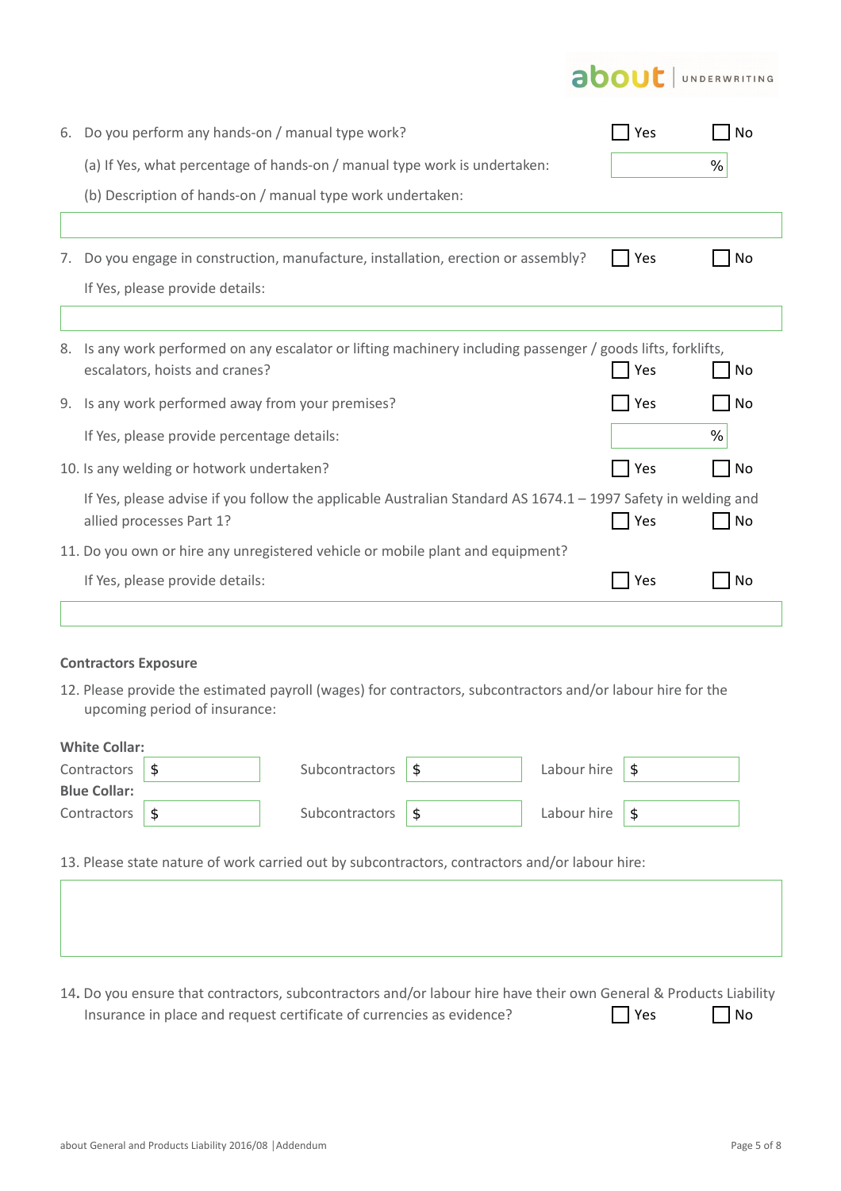6. Do you perform any hands-on / manual type work? ☐ Yes ☐ No

   (a) If Yes, what percentage of hands-on / manual type work is undertaken: ______ %

   (b) Description of hands-on / manual type work undertaken:

   ______________________________

7. Do you engage in construction, manufacture, installation, erection or assembly? ☐ Yes ☐ No

   If Yes, please provide details:

   ______________________________

8. Is any work performed on any escalator or lifting machinery including passenger / goods lifts, forklifts, escalators, hoists and cranes? ☐ Yes ☐ No

9. Is any work performed away from your premises? ☐ Yes ☐ No

   If Yes, please provide percentage details: ______ %

10. Is any welding or hotwork undertaken? ☐ Yes ☐ No

    If Yes, please advise if you follow the applicable Australian Standard AS 1674.1 – 1997 Safety in welding and allied processes Part 1? ☐ Yes ☐ No

11. Do you own or hire any unregistered vehicle or mobile plant and equipment?

    If Yes, please provide details: ☐ Yes ☐ No

    ______________________________

**Contractors Exposure**

12. Please provide the estimated payroll (wages) for contractors, subcontractors and/or labour hire for the upcoming period of insurance:

**White Collar:**

| Contractors | $ | Subcontractors | $ | Labour hire | $ |
|---|---|---|---|---|---|

**Blue Collar:**

| Contractors | $ | Subcontractors | $ | Labour hire | $ |
|---|---|---|---|---|---|

13. Please state nature of work carried out by subcontractors, contractors and/or labour hire:

    ______________________________

14. Do you ensure that contractors, subcontractors and/or labour hire have their own General & Products Liability Insurance in place and request certificate of currencies as evidence? ☐ Yes ☐ No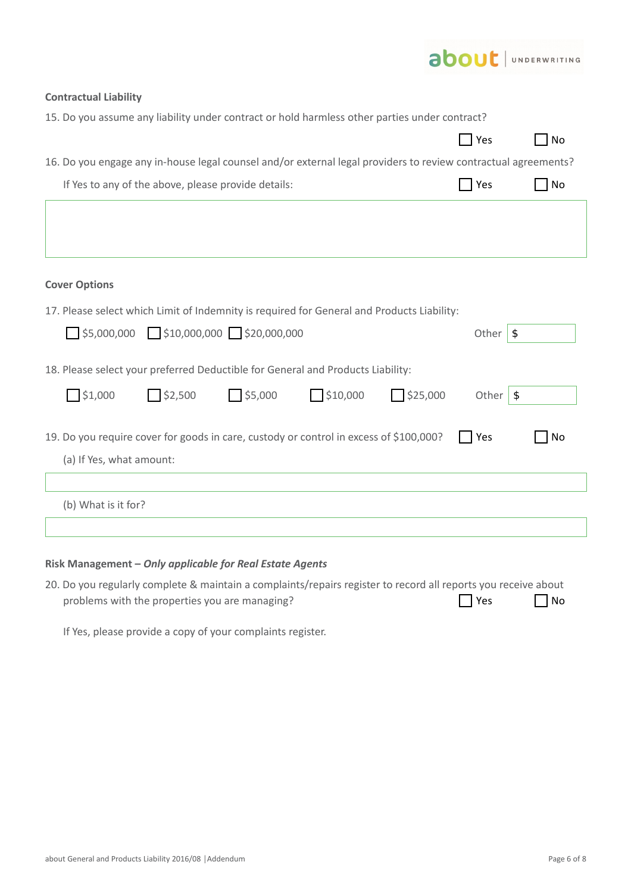**Contractual Liability**

15. Do you assume any liability under contract or hold harmless other parties under contract?

☐ Yes ☐ No

16. Do you engage any in-house legal counsel and/or external legal providers to review contractual agreements?

If Yes to any of the above, please provide details: ☐ Yes ☐ No

**Cover Options**

17. Please select which Limit of Indemnity is required for General and Products Liability:

☐ $5,000,000 ☐ $10,000,000 ☐ $20,000,000 Other $

18. Please select your preferred Deductible for General and Products Liability:

☐ $1,000 ☐ $2,500 ☐ $5,000 ☐ $10,000 ☐ $25,000 Other $

19. Do you require cover for goods in care, custody or control in excess of $100,000? ☐ Yes ☐ No

(a) If Yes, what amount:

(b) What is it for?

**Risk Management –** ***Only applicable for Real Estate Agents***

20. Do you regularly complete & maintain a complaints/repairs register to record all reports you receive about problems with the properties you are managing? ☐ Yes ☐ No

If Yes, please provide a copy of your complaints register.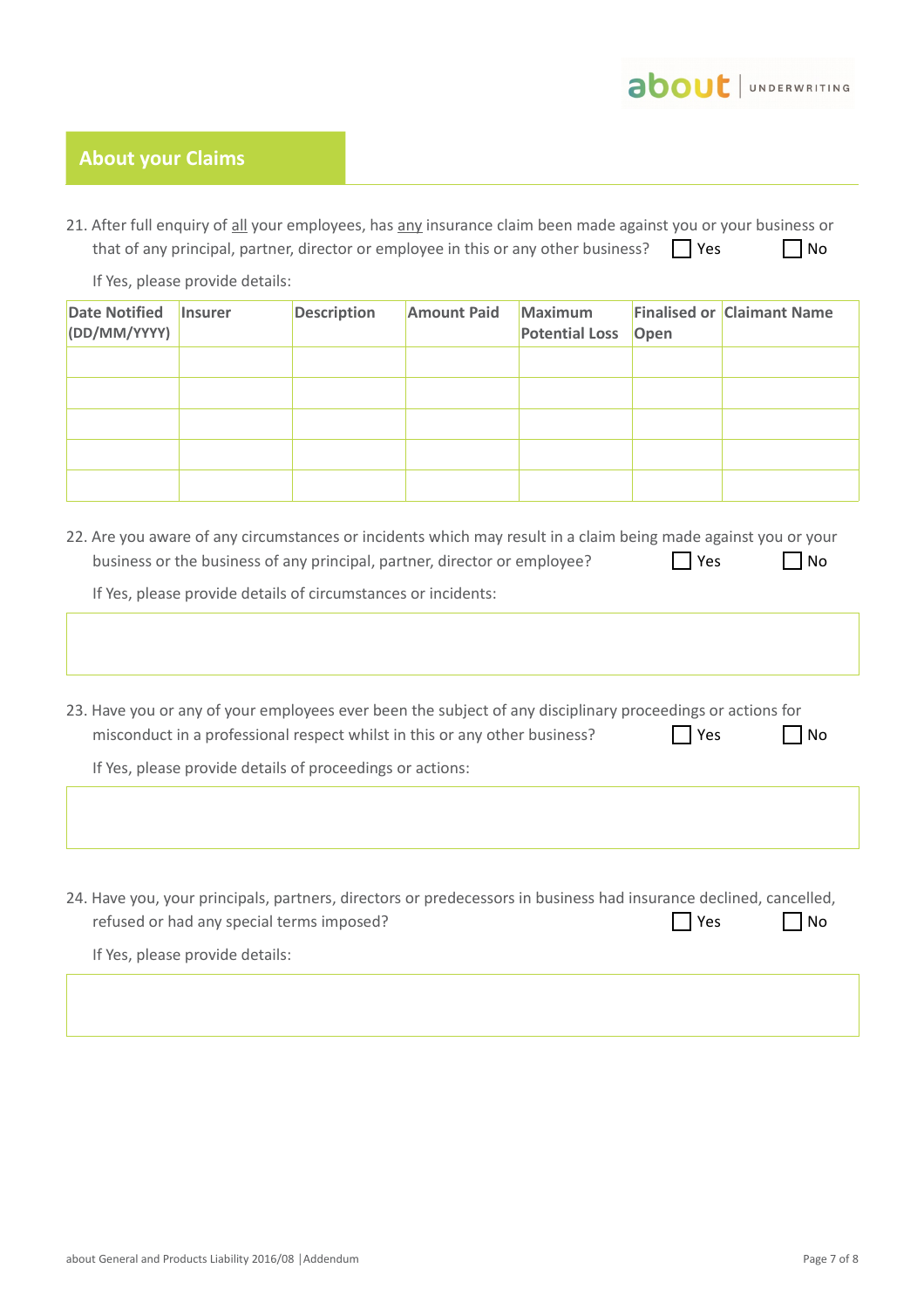## About your Claims

21. After full enquiry of all your employees, has any insurance claim been made against you or your business or that of any principal, partner, director or employee in this or any other business? ☐ Yes ☐ No

If Yes, please provide details:

| Date Notified (DD/MM/YYYY) | Insurer | Description | Amount Paid | Maximum Potential Loss | Finalised or Open | Claimant Name |
|---|---|---|---|---|---|---|
| | | | | | | |
| | | | | | | |
| | | | | | | |
| | | | | | | |
| | | | | | | |

22. Are you aware of any circumstances or incidents which may result in a claim being made against you or your business or the business of any principal, partner, director or employee? ☐ Yes ☐ No

If Yes, please provide details of circumstances or incidents:

23. Have you or any of your employees ever been the subject of any disciplinary proceedings or actions for misconduct in a professional respect whilst in this or any other business? ☐ Yes ☐ No

If Yes, please provide details of proceedings or actions:

24. Have you, your principals, partners, directors or predecessors in business had insurance declined, cancelled, refused or had any special terms imposed? ☐ Yes ☐ No

If Yes, please provide details: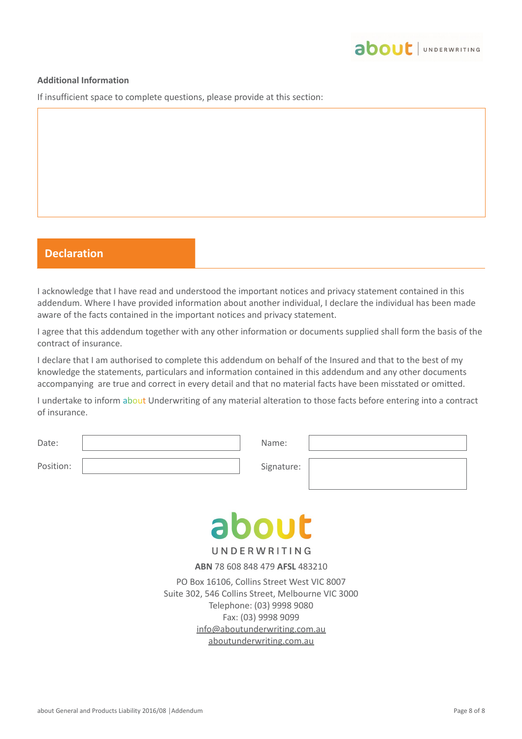**Additional Information**

If insufficient space to complete questions, please provide at this section:

## Declaration

I acknowledge that I have read and understood the important notices and privacy statement contained in this addendum. Where I have provided information about another individual, I declare the individual has been made aware of the facts contained in the important notices and privacy statement.

I agree that this addendum together with any other information or documents supplied shall form the basis of the contract of insurance.

I declare that I am authorised to complete this addendum on behalf of the Insured and that to the best of my knowledge the statements, particulars and information contained in this addendum and any other documents accompanying are true and correct in every detail and that no material facts have been misstated or omitted.

I undertake to inform about Underwriting of any material alteration to those facts before entering into a contract of insurance.

| | | | |
|---|---|---|---|
| Date: | | Name: | |
| Position: | | Signature: | |

about

UNDERWRITING

**ABN** 78 608 848 479 **AFSL** 483210

PO Box 16106, Collins Street West VIC 8007
Suite 302, 546 Collins Street, Melbourne VIC 3000
Telephone: (03) 9998 9080
Fax: (03) 9998 9099
info@aboutunderwriting.com.au
aboutunderwriting.com.au